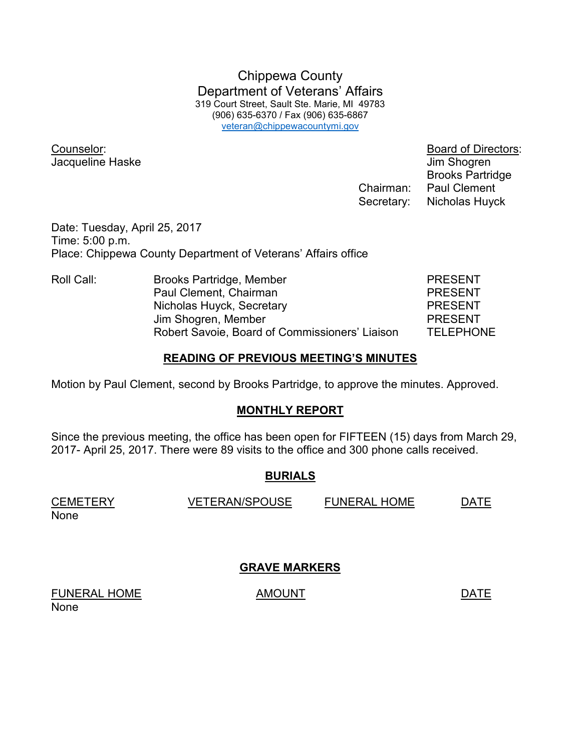# Chippewa County
## Department of Veterans' Affairs

319 Court Street, Sault Ste. Marie, MI 49783
(906) 635-6370 / Fax (906) 635-6867
veteran@chippewacountymi.gov

Counselor:
Jacqueline Haske

Board of Directors:
Jim Shogren
Brooks Partridge
Chairman: Paul Clement
Secretary: Nicholas Huyck

Date: Tuesday, April 25, 2017
Time: 5:00 p.m.
Place: Chippewa County Department of Veterans' Affairs office

| Roll Call: | | |
|---|---|---|
| | Brooks Partridge, Member | PRESENT |
| | Paul Clement, Chairman | PRESENT |
| | Nicholas Huyck, Secretary | PRESENT |
| | Jim Shogren, Member | PRESENT |
| | Robert Savoie, Board of Commissioners' Liaison | TELEPHONE |

### READING OF PREVIOUS MEETING'S MINUTES

Motion by Paul Clement, second by Brooks Partridge, to approve the minutes. Approved.

### MONTHLY REPORT

Since the previous meeting, the office has been open for FIFTEEN (15) days from March 29, 2017- April 25, 2017. There were 89 visits to the office and 300 phone calls received.

### BURIALS

| CEMETERY | VETERAN/SPOUSE | FUNERAL HOME | DATE |
|---|---|---|---|
| None | | | |

### GRAVE MARKERS

| FUNERAL HOME | AMOUNT | DATE |
|---|---|---|
| None | | |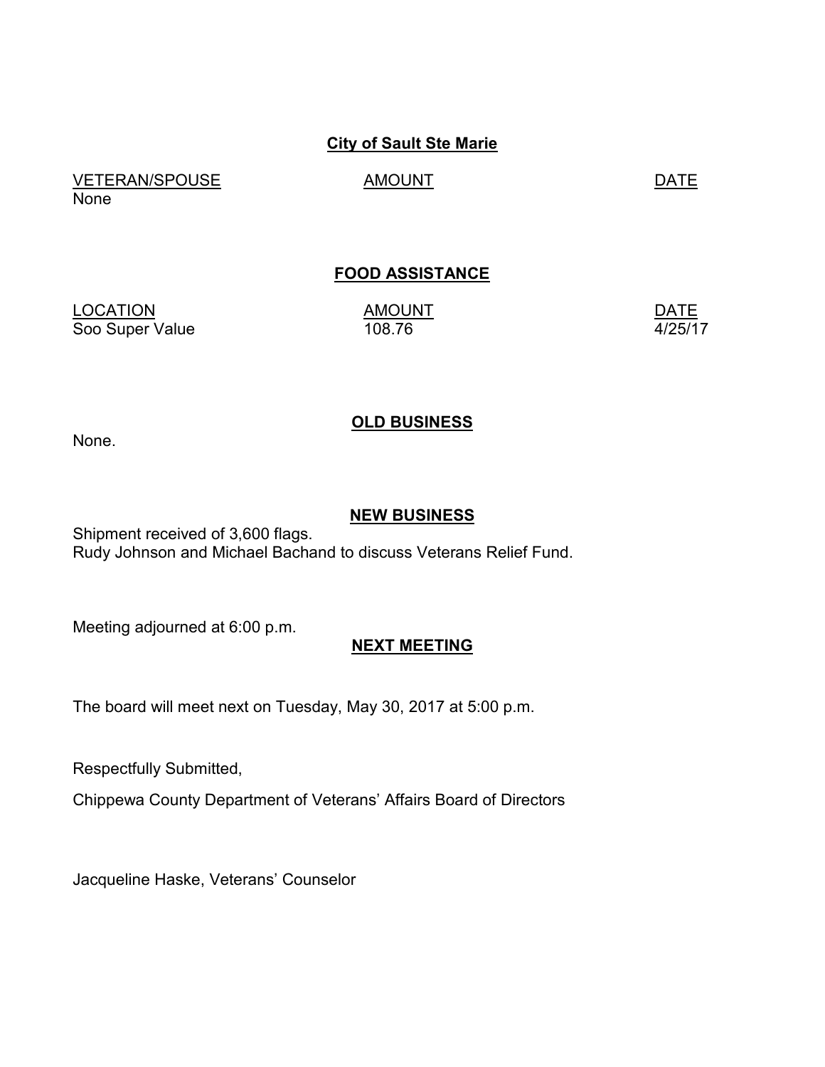**City of Sault Ste Marie**

| VETERAN/SPOUSE | AMOUNT | DATE |
|---|---|---|
| None | | |

## FOOD ASSISTANCE

| LOCATION | AMOUNT | DATE |
|---|---|---|
| Soo Super Value | 108.76 | 4/25/17 |

## OLD BUSINESS

None.

## NEW BUSINESS

Shipment received of 3,600 flags.
Rudy Johnson and Michael Bachand to discuss Veterans Relief Fund.

Meeting adjourned at 6:00 p.m.

## NEXT MEETING

The board will meet next on Tuesday, May 30, 2017 at 5:00 p.m.

Respectfully Submitted,

Chippewa County Department of Veterans' Affairs Board of Directors

Jacqueline Haske, Veterans' Counselor